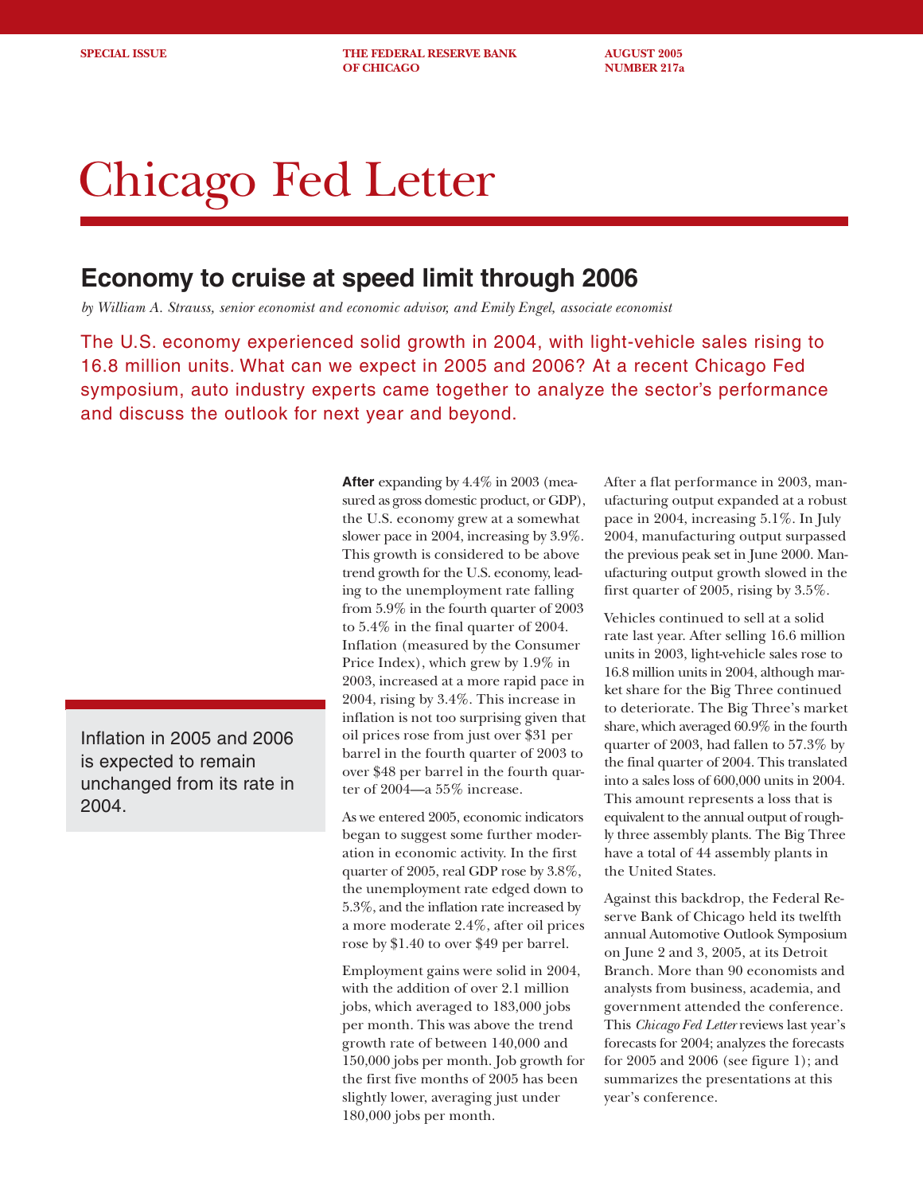SPECIAL ISSUE | THE FEDERAL RESERVE BANK OF CHICAGO | AUGUST 2005 NUMBER 217a

# Chicago Fed Letter

## Economy to cruise at speed limit through 2006

*by William A. Strauss, senior economist and economic advisor, and Emily Engel, associate economist*

The U.S. economy experienced solid growth in 2004, with light-vehicle sales rising to 16.8 million units. What can we expect in 2005 and 2006? At a recent Chicago Fed symposium, auto industry experts came together to analyze the sector's performance and discuss the outlook for next year and beyond.

**After** expanding by 4.4% in 2003 (measured as gross domestic product, or GDP), the U.S. economy grew at a somewhat slower pace in 2004, increasing by 3.9%. This growth is considered to be above trend growth for the U.S. economy, leading to the unemployment rate falling from 5.9% in the fourth quarter of 2003 to 5.4% in the final quarter of 2004. Inflation (measured by the Consumer Price Index), which grew by 1.9% in 2003, increased at a more rapid pace in 2004, rising by 3.4%. This increase in inflation is not too surprising given that oil prices rose from just over $31 per barrel in the fourth quarter of 2003 to over $48 per barrel in the fourth quarter of 2004—a 55% increase.

As we entered 2005, economic indicators began to suggest some further moderation in economic activity. In the first quarter of 2005, real GDP rose by 3.8%, the unemployment rate edged down to 5.3%, and the inflation rate increased by a more moderate 2.4%, after oil prices rose by $1.40 to over $49 per barrel.

Employment gains were solid in 2004, with the addition of over 2.1 million jobs, which averaged to 183,000 jobs per month. This was above the trend growth rate of between 140,000 and 150,000 jobs per month. Job growth for the first five months of 2005 has been slightly lower, averaging just under 180,000 jobs per month.

> Inflation in 2005 and 2006 is expected to remain unchanged from its rate in 2004.

After a flat performance in 2003, manufacturing output expanded at a robust pace in 2004, increasing 5.1%. In July 2004, manufacturing output surpassed the previous peak set in June 2000. Manufacturing output growth slowed in the first quarter of 2005, rising by 3.5%.

Vehicles continued to sell at a solid rate last year. After selling 16.6 million units in 2003, light-vehicle sales rose to 16.8 million units in 2004, although market share for the Big Three continued to deteriorate. The Big Three's market share, which averaged 60.9% in the fourth quarter of 2003, had fallen to 57.3% by the final quarter of 2004. This translated into a sales loss of 600,000 units in 2004. This amount represents a loss that is equivalent to the annual output of roughly three assembly plants. The Big Three have a total of 44 assembly plants in the United States.

Against this backdrop, the Federal Reserve Bank of Chicago held its twelfth annual Automotive Outlook Symposium on June 2 and 3, 2005, at its Detroit Branch. More than 90 economists and analysts from business, academia, and government attended the conference. This *Chicago Fed Letter* reviews last year's forecasts for 2004; analyzes the forecasts for 2005 and 2006 (see figure 1); and summarizes the presentations at this year's conference.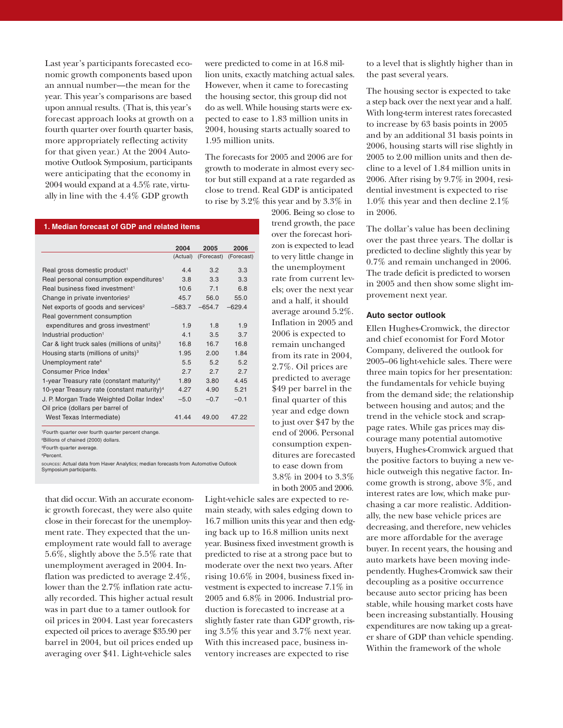Last year's participants forecasted economic growth components based upon an annual number—the mean for the year. This year's comparisons are based upon annual results. (That is, this year's forecast approach looks at growth on a fourth quarter over fourth quarter basis, more appropriately reflecting activity for that given year.) At the 2004 Automotive Outlook Symposium, participants were anticipating that the economy in 2004 would expand at a 4.5% rate, virtually in line with the 4.4% GDP growth that did occur. With an accurate economic growth forecast, they were also quite close in their forecast for the unemployment rate. They expected that the unemployment rate would fall to average 5.6%, slightly above the 5.5% rate that unemployment averaged in 2004. Inflation was predicted to average 2.4%, lower than the 2.7% inflation rate actually recorded. This higher actual result was in part due to a tamer outlook for oil prices in 2004. Last year forecasters expected oil prices to average $35.90 per barrel in 2004, but oil prices ended up averaging over $41. Light-vehicle sales were predicted to come in at 16.8 million units, exactly matching actual sales. However, when it came to forecasting the housing sector, this group did not do as well. While housing starts were expected to ease to 1.83 million units in 2004, housing starts actually soared to 1.95 million units.

The forecasts for 2005 and 2006 are for growth to moderate in almost every sector but still expand at a rate regarded as close to trend. Real GDP is anticipated to rise by 3.2% this year and by 3.3% in 2006. Being so close to trend growth, the pace over the forecast horizon is expected to lead to very little change in the unemployment rate from current levels; over the next year and a half, it should average around 5.2%. Inflation in 2005 and 2006 is expected to remain unchanged from its rate in 2004, 2.7%. Oil prices are predicted to average $49 per barrel in the final quarter of this year and edge down to just over $47 by the end of 2006. Personal consumption expenditures are forecasted to ease down from 3.8% in 2004 to 3.3% in both 2005 and 2006. Light-vehicle sales are expected to remain steady, with sales edging down to 16.7 million units this year and then edging back up to 16.8 million units next year. Business fixed investment growth is predicted to rise at a strong pace but to moderate over the next two years. After rising 10.6% in 2004, business fixed investment is expected to increase 7.1% in 2005 and 6.8% in 2006. Industrial production is forecasted to increase at a slightly faster rate than GDP growth, rising 3.5% this year and 3.7% next year. With this increased pace, business inventory increases are expected to rise to a level that is slightly higher than in the past several years.

**1. Median forecast of GDP and related items**

| | 2004 (Actual) | 2005 (Forecast) | 2006 (Forecast) |
|---|---|---|---|
| Real gross domestic product[1] | 4.4 | 3.2 | 3.3 |
| Real personal consumption expenditures[1] | 3.8 | 3.3 | 3.3 |
| Real business fixed investment[1] | 10.6 | 7.1 | 6.8 |
| Change in private inventories[2] | 45.7 | 56.0 | 55.0 |
| Net exports of goods and services[2] | −583.7 | −654.7 | −629.4 |
| Real government consumption expenditures and gross investment[1] | 1.9 | 1.8 | 1.9 |
| Industrial production[1] | 4.1 | 3.5 | 3.7 |
| Car & light truck sales (millions of units)[3] | 16.8 | 16.7 | 16.8 |
| Housing starts (millions of units)[3] | 1.95 | 2.00 | 1.84 |
| Unemployment rate[4] | 5.5 | 5.2 | 5.2 |
| Consumer Price Index[1] | 2.7 | 2.7 | 2.7 |
| 1-year Treasury rate (constant maturity)[4] | 1.89 | 3.80 | 4.45 |
| 10-year Treasury rate (constant maturity)[4] | 4.27 | 4.90 | 5.21 |
| J. P. Morgan Trade Weighted Dollar Index[1] | −5.0 | −0.7 | −0.1 |
| Oil price (dollars per barrel of West Texas Intermediate) | 41.44 | 49.00 | 47.22 |

[1]Fourth quarter over fourth quarter percent change.
[2]Billions of chained (2000) dollars.
[3]Fourth quarter average.
[4]Percent.

Sources: Actual data from Haver Analytics; median forecasts from Automotive Outlook Symposium participants.

The housing sector is expected to take a step back over the next year and a half. With long-term interest rates forecasted to increase by 63 basis points in 2005 and by an additional 31 basis points in 2006, housing starts will rise slightly in 2005 to 2.00 million units and then decline to a level of 1.84 million units in 2006. After rising by 9.7% in 2004, residential investment is expected to rise 1.0% this year and then decline 2.1% in 2006.

The dollar's value has been declining over the past three years. The dollar is predicted to decline slightly this year by 0.7% and remain unchanged in 2006. The trade deficit is predicted to worsen in 2005 and then show some slight improvement next year.

### Auto sector outlook

Ellen Hughes-Cromwick, the director and chief economist for Ford Motor Company, delivered the outlook for 2005–06 light-vehicle sales. There were three main topics for her presentation: the fundamentals for vehicle buying from the demand side; the relationship between housing and autos; and the trend in the vehicle stock and scrappage rates. While gas prices may discourage many potential automotive buyers, Hughes-Cromwick argued that the positive factors to buying a new vehicle outweigh this negative factor. Income growth is strong, above 3%, and interest rates are low, which make purchasing a car more realistic. Additionally, the new base vehicle prices are decreasing, and therefore, new vehicles are more affordable for the average buyer. In recent years, the housing and auto markets have been moving independently. Hughes-Cromwick saw their decoupling as a positive occurrence because auto sector pricing has been stable, while housing market costs have been increasing substantially. Housing expenditures are now taking up a greater share of GDP than vehicle spending. Within the framework of the whole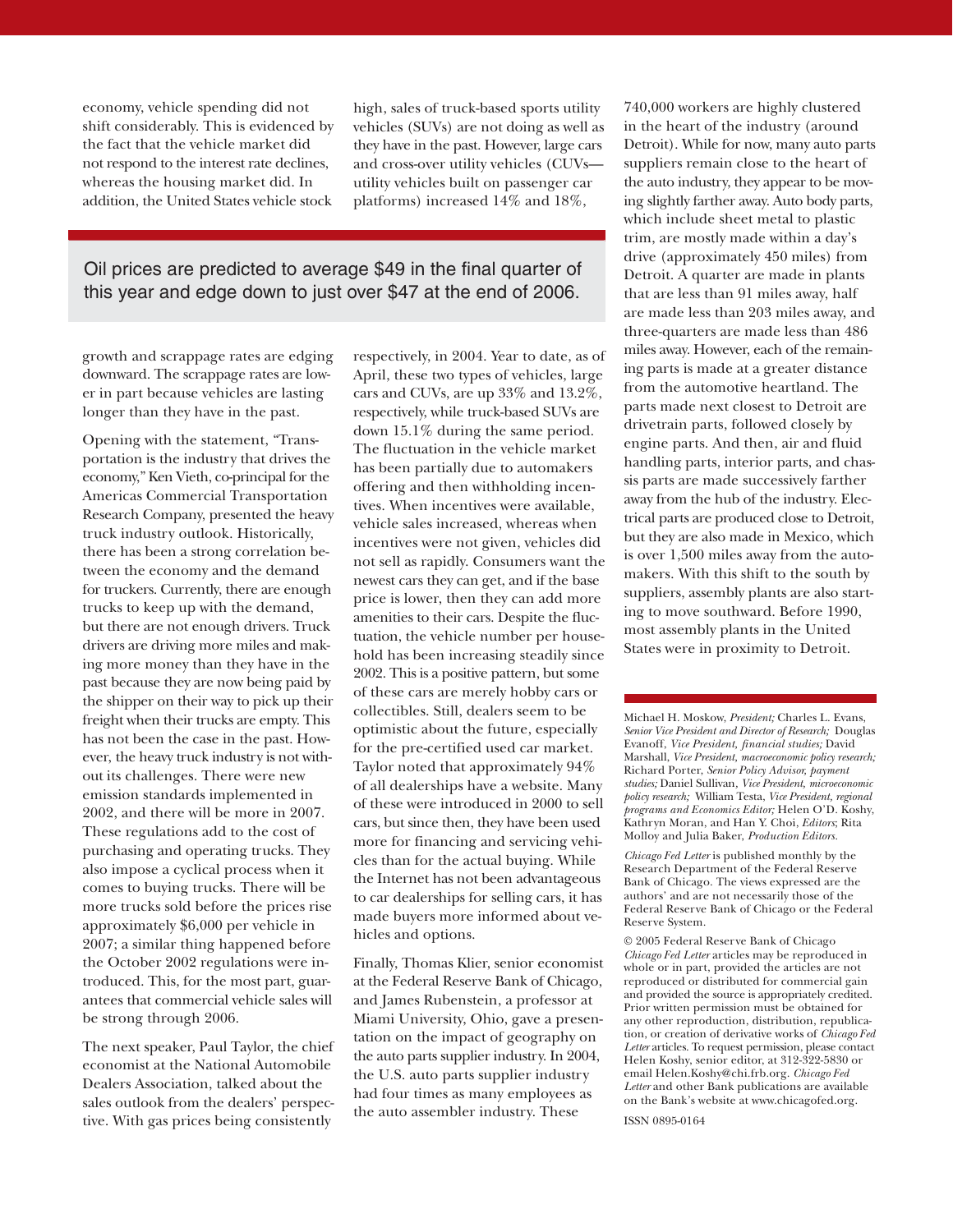economy, vehicle spending did not shift considerably. This is evidenced by the fact that the vehicle market did not respond to the interest rate declines, whereas the housing market did. In addition, the United States vehicle stock growth and scrappage rates are edging downward. The scrappage rates are lower in part because vehicles are lasting longer than they have in the past.

> Oil prices are predicted to average $49 in the final quarter of this year and edge down to just over $47 at the end of 2006.

Opening with the statement, "Transportation is the industry that drives the economy," Ken Vieth, co-principal for the Americas Commercial Transportation Research Company, presented the heavy truck industry outlook. Historically, there has been a strong correlation between the economy and the demand for truckers. Currently, there are enough trucks to keep up with the demand, but there are not enough drivers. Truck drivers are driving more miles and making more money than they have in the past because they are now being paid by the shipper on their way to pick up their freight when their trucks are empty. This has not been the case in the past. However, the heavy truck industry is not without its challenges. There were new emission standards implemented in 2002, and there will be more in 2007. These regulations add to the cost of purchasing and operating trucks. They also impose a cyclical process when it comes to buying trucks. There will be more trucks sold before the prices rise approximately $6,000 per vehicle in 2007; a similar thing happened before the October 2002 regulations were introduced. This, for the most part, guarantees that commercial vehicle sales will be strong through 2006.

The next speaker, Paul Taylor, the chief economist at the National Automobile Dealers Association, talked about the sales outlook from the dealers' perspective. With gas prices being consistently high, sales of truck-based sports utility vehicles (SUVs) are not doing as well as they have in the past. However, large cars and cross-over utility vehicles (CUVs—utility vehicles built on passenger car platforms) increased 14% and 18%, respectively, in 2004. Year to date, as of April, these two types of vehicles, large cars and CUVs, are up 33% and 13.2%, respectively, while truck-based SUVs are down 15.1% during the same period. The fluctuation in the vehicle market has been partially due to automakers offering and then withholding incentives. When incentives were available, vehicle sales increased, whereas when incentives were not given, vehicles did not sell as rapidly. Consumers want the newest cars they can get, and if the base price is lower, then they can add more amenities to their cars. Despite the fluctuation, the vehicle number per household has been increasing steadily since 2002. This is a positive pattern, but some of these cars are merely hobby cars or collectibles. Still, dealers seem to be optimistic about the future, especially for the pre-certified used car market. Taylor noted that approximately 94% of all dealerships have a website. Many of these were introduced in 2000 to sell cars, but since then, they have been used more for financing and servicing vehicles than for the actual buying. While the Internet has not been advantageous to car dealerships for selling cars, it has made buyers more informed about vehicles and options.

Finally, Thomas Klier, senior economist at the Federal Reserve Bank of Chicago, and James Rubenstein, a professor at Miami University, Ohio, gave a presentation on the impact of geography on the auto parts supplier industry. In 2004, the U.S. auto parts supplier industry had four times as many employees as the auto assembler industry. These 740,000 workers are highly clustered in the heart of the industry (around Detroit). While for now, many auto parts suppliers remain close to the heart of the auto industry, they appear to be moving slightly farther away. Auto body parts, which include sheet metal to plastic trim, are mostly made within a day's drive (approximately 450 miles) from Detroit. A quarter are made in plants that are less than 91 miles away, half are made less than 203 miles away, and three-quarters are made less than 486 miles away. However, each of the remaining parts is made at a greater distance from the automotive heartland. The parts made next closest to Detroit are drivetrain parts, followed closely by engine parts. And then, air and fluid handling parts, interior parts, and chassis parts are made successively farther away from the hub of the industry. Electrical parts are produced close to Detroit, but they are also made in Mexico, which is over 1,500 miles away from the automakers. With this shift to the south by suppliers, assembly plants are also starting to move southward. Before 1990, most assembly plants in the United States were in proximity to Detroit.

---

Michael H. Moskow, *President;* Charles L. Evans, *Senior Vice President and Director of Research;* Douglas Evanoff, *Vice President, financial studies;* David Marshall, *Vice President, macroeconomic policy research;* Richard Porter, *Senior Policy Advisor, payment studies;* Daniel Sullivan, *Vice President, microeconomic policy research;* William Testa, *Vice President, regional programs and Economics Editor;* Helen O'D. Koshy, Kathryn Moran, and Han Y. Choi, *Editors*; Rita Molloy and Julia Baker, *Production Editors.*

*Chicago Fed Letter* is published monthly by the Research Department of the Federal Reserve Bank of Chicago. The views expressed are the authors' and are not necessarily those of the Federal Reserve Bank of Chicago or the Federal Reserve System.

© 2005 Federal Reserve Bank of Chicago
*Chicago Fed Letter* articles may be reproduced in whole or in part, provided the articles are not reproduced or distributed for commercial gain and provided the source is appropriately credited. Prior written permission must be obtained for any other reproduction, distribution, republication, or creation of derivative works of *Chicago Fed Letter* articles. To request permission, please contact Helen Koshy, senior editor, at 312-322-5830 or email Helen.Koshy@chi.frb.org. *Chicago Fed Letter* and other Bank publications are available on the Bank's website at www.chicagofed.org.

ISSN 0895-0164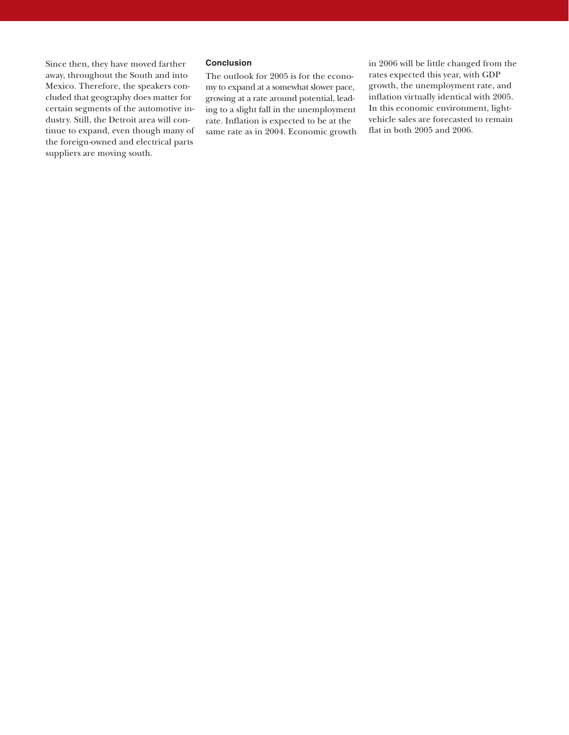Since then, they have moved farther away, throughout the South and into Mexico. Therefore, the speakers concluded that geography does matter for certain segments of the automotive industry. Still, the Detroit area will continue to expand, even though many of the foreign-owned and electrical parts suppliers are moving south.

### Conclusion

The outlook for 2005 is for the economy to expand at a somewhat slower pace, growing at a rate around potential, leading to a slight fall in the unemployment rate. Inflation is expected to be at the same rate as in 2004. Economic growth in 2006 will be little changed from the rates expected this year, with GDP growth, the unemployment rate, and inflation virtually identical with 2005. In this economic environment, light-vehicle sales are forecasted to remain flat in both 2005 and 2006.